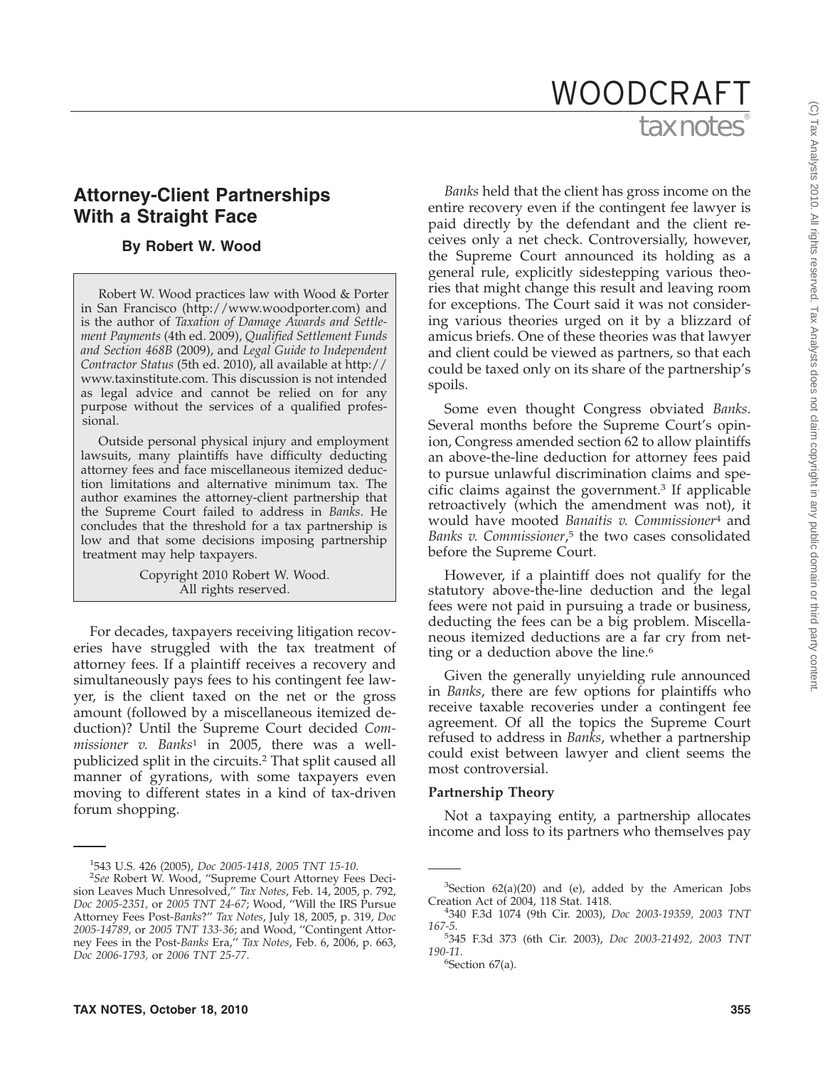# Attorney-Client Partnerships With a Straight Face

**By Robert W. Wood**

Robert W. Wood practices law with Wood & Porter in San Francisco (http://www.woodporter.com) and is the author of *Taxation of Damage Awards and Settlement Payments* (4th ed. 2009), *Qualified Settlement Funds and Section 468B* (2009), and *Legal Guide to Independent Contractor Status* (5th ed. 2010), all available at http://www.taxinstitute.com. This discussion is not intended as legal advice and cannot be relied on for any purpose without the services of a qualified professional.

Outside personal physical injury and employment lawsuits, many plaintiffs have difficulty deducting attorney fees and face miscellaneous itemized deduction limitations and alternative minimum tax. The author examines the attorney-client partnership that the Supreme Court failed to address in *Banks*. He concludes that the threshold for a tax partnership is low and that some decisions imposing partnership treatment may help taxpayers.

Copyright 2010 Robert W. Wood.
All rights reserved.

For decades, taxpayers receiving litigation recoveries have struggled with the tax treatment of attorney fees. If a plaintiff receives a recovery and simultaneously pays fees to his contingent fee lawyer, is the client taxed on the net or the gross amount (followed by a miscellaneous itemized deduction)? Until the Supreme Court decided *Commissioner v. Banks*[1] in 2005, there was a well-publicized split in the circuits.[2] That split caused all manner of gyrations, with some taxpayers even moving to different states in a kind of tax-driven forum shopping.

*Banks* held that the client has gross income on the entire recovery even if the contingent fee lawyer is paid directly by the defendant and the client receives only a net check. Controversially, however, the Supreme Court announced its holding as a general rule, explicitly sidestepping various theories that might change this result and leaving room for exceptions. The Court said it was not considering various theories urged on it by a blizzard of amicus briefs. One of these theories was that lawyer and client could be viewed as partners, so that each could be taxed only on its share of the partnership's spoils.

Some even thought Congress obviated *Banks*. Several months before the Supreme Court's opinion, Congress amended section 62 to allow plaintiffs an above-the-line deduction for attorney fees paid to pursue unlawful discrimination claims and specific claims against the government.[3] If applicable retroactively (which the amendment was not), it would have mooted *Banaitis v. Commissioner*[4] and *Banks v. Commissioner*,[5] the two cases consolidated before the Supreme Court.

However, if a plaintiff does not qualify for the statutory above-the-line deduction and the legal fees were not paid in pursuing a trade or business, deducting the fees can be a big problem. Miscellaneous itemized deductions are a far cry from netting or a deduction above the line.[6]

Given the generally unyielding rule announced in *Banks*, there are few options for plaintiffs who receive taxable recoveries under a contingent fee agreement. Of all the topics the Supreme Court refused to address in *Banks*, whether a partnership could exist between lawyer and client seems the most controversial.

**Partnership Theory**

Not a taxpaying entity, a partnership allocates income and loss to its partners who themselves pay

---

[1]543 U.S. 426 (2005), *Doc 2005-1418*, *2005 TNT 15-10*.

[2]*See* Robert W. Wood, "Supreme Court Attorney Fees Decision Leaves Much Unresolved," *Tax Notes*, Feb. 14, 2005, p. 792, *Doc 2005-2351*, or *2005 TNT 24-67*; Wood, "Will the IRS Pursue Attorney Fees Post-*Banks*?" *Tax Notes*, July 18, 2005, p. 319, *Doc 2005-14789*, or *2005 TNT 133-36*; and Wood, "Contingent Attorney Fees in the Post-*Banks* Era," *Tax Notes*, Feb. 6, 2006, p. 663, *Doc 2006-1793*, or *2006 TNT 25-77*.

[3]Section 62(a)(20) and (e), added by the American Jobs Creation Act of 2004, 118 Stat. 1418.

[4]340 F.3d 1074 (9th Cir. 2003), *Doc 2003-19359*, *2003 TNT 167-5*.

[5]345 F.3d 373 (6th Cir. 2003), *Doc 2003-21492*, *2003 TNT 190-11*.

[6]Section 67(a).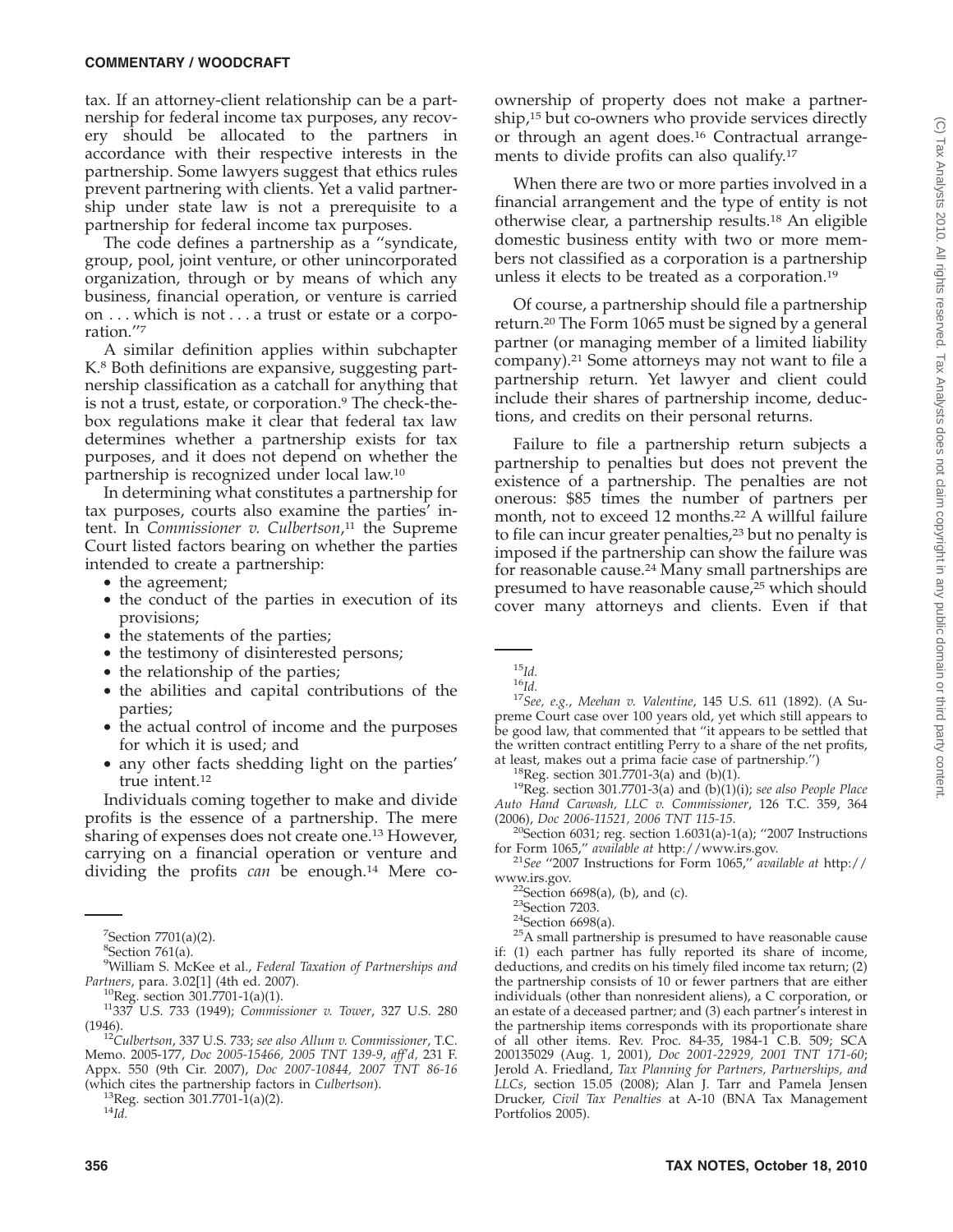tax. If an attorney-client relationship can be a partnership for federal income tax purposes, any recovery should be allocated to the partners in accordance with their respective interests in the partnership. Some lawyers suggest that ethics rules prevent partnering with clients. Yet a valid partnership under state law is not a prerequisite to a partnership for federal income tax purposes.

The code defines a partnership as a "syndicate, group, pool, joint venture, or other unincorporated organization, through or by means of which any business, financial operation, or venture is carried on . . . which is not . . . a trust or estate or a corporation."[7]

A similar definition applies within subchapter K.[8] Both definitions are expansive, suggesting partnership classification as a catchall for anything that is not a trust, estate, or corporation.[9] The check-the-box regulations make it clear that federal tax law determines whether a partnership exists for tax purposes, and it does not depend on whether the partnership is recognized under local law.[10]

In determining what constitutes a partnership for tax purposes, courts also examine the parties' intent. In *Commissioner v. Culbertson*,[11] the Supreme Court listed factors bearing on whether the parties intended to create a partnership:

- the agreement;
- the conduct of the parties in execution of its provisions;
- the statements of the parties;
- the testimony of disinterested persons;
- the relationship of the parties;
- the abilities and capital contributions of the parties;
- the actual control of income and the purposes for which it is used; and
- any other facts shedding light on the parties' true intent.[12]

Individuals coming together to make and divide profits is the essence of a partnership. The mere sharing of expenses does not create one.[13] However, carrying on a financial operation or venture and dividing the profits *can* be enough.[14] Mere co-ownership of property does not make a partnership,[15] but co-owners who provide services directly or through an agent does.[16] Contractual arrangements to divide profits can also qualify.[17]

When there are two or more parties involved in a financial arrangement and the type of entity is not otherwise clear, a partnership results.[18] An eligible domestic business entity with two or more members not classified as a corporation is a partnership unless it elects to be treated as a corporation.[19]

Of course, a partnership should file a partnership return.[20] The Form 1065 must be signed by a general partner (or managing member of a limited liability company).[21] Some attorneys may not want to file a partnership return. Yet lawyer and client could include their shares of partnership income, deductions, and credits on their personal returns.

Failure to file a partnership return subjects a partnership to penalties but does not prevent the existence of a partnership. The penalties are not onerous: $85 times the number of partners per month, not to exceed 12 months.[22] A willful failure to file can incur greater penalties,[23] but no penalty is imposed if the partnership can show the failure was for reasonable cause.[24] Many small partnerships are presumed to have reasonable cause,[25] which should cover many attorneys and clients. Even if that

---

[7]Section 7701(a)(2).

[8]Section 761(a).

[9]William S. McKee et al., *Federal Taxation of Partnerships and Partners*, para. 3.02[1] (4th ed. 2007).

[10]Reg. section 301.7701-1(a)(1).

[11]337 U.S. 733 (1949); *Commissioner v. Tower*, 327 U.S. 280 (1946).

[12]*Culbertson*, 337 U.S. 733; *see also Allum v. Commissioner*, T.C. Memo. 2005-177, *Doc 2005-15466, 2005 TNT 139-9*, *aff'd*, 231 F. Appx. 550 (9th Cir. 2007), *Doc 2007-10844, 2007 TNT 86-16* (which cites the partnership factors in *Culbertson*).

[13]Reg. section 301.7701-1(a)(2).

[14]*Id.*

[15]*Id.*

[16]*Id.*

[17]*See, e.g., Meehan v. Valentine*, 145 U.S. 611 (1892). (A Supreme Court case over 100 years old, yet which still appears to be good law, that commented that "it appears to be settled that the written contract entitling Perry to a share of the net profits, at least, makes out a prima facie case of partnership.")

[18]Reg. section 301.7701-3(a) and (b)(1).

[19]Reg. section 301.7701-3(a) and (b)(1)(i); *see also People Place Auto Hand Carwash, LLC v. Commissioner*, 126 T.C. 359, 364 (2006), *Doc 2006-11521, 2006 TNT 115-15.*

[20]Section 6031; reg. section 1.6031(a)-1(a); "2007 Instructions for Form 1065," *available at* http://www.irs.gov.

[21]*See* "2007 Instructions for Form 1065," *available at* http://www.irs.gov.

[22]Section 6698(a), (b), and (c).

[23]Section 7203.

[24]Section 6698(a).

[25]A small partnership is presumed to have reasonable cause if: (1) each partner has fully reported its share of income, deductions, and credits on his timely filed income tax return; (2) the partnership consists of 10 or fewer partners that are either individuals (other than nonresident aliens), a C corporation, or an estate of a deceased partner; and (3) each partner's interest in the partnership items corresponds with its proportionate share of all other items. Rev. Proc. 84-35, 1984-1 C.B. 509; SCA 200135029 (Aug. 1, 2001), *Doc 2001-22929, 2001 TNT 171-60*; Jerold A. Friedland, *Tax Planning for Partners, Partnerships, and LLCs*, section 15.05 (2008); Alan J. Tarr and Pamela Jensen Drucker, *Civil Tax Penalties* at A-10 (BNA Tax Management Portfolios 2005).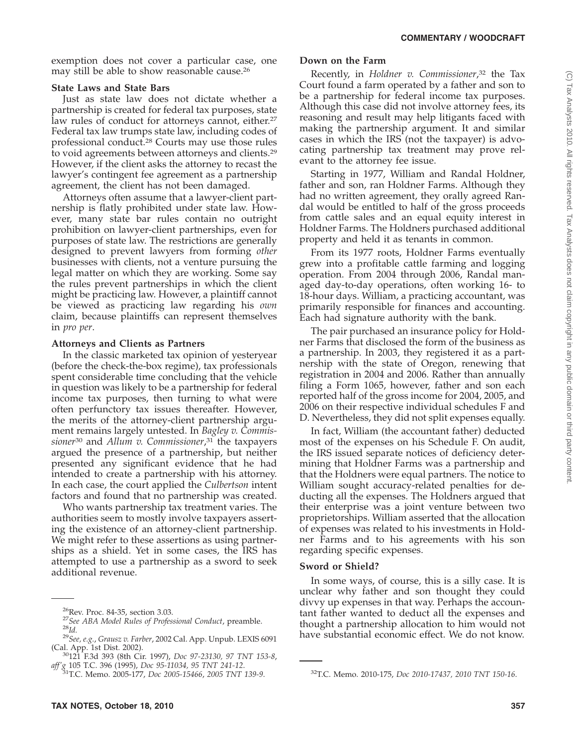exemption does not cover a particular case, one may still be able to show reasonable cause.[26]

### State Laws and State Bars

Just as state law does not dictate whether a partnership is created for federal tax purposes, state law rules of conduct for attorneys cannot, either.[27] Federal tax law trumps state law, including codes of professional conduct.[28] Courts may use those rules to void agreements between attorneys and clients.[29] However, if the client asks the attorney to recast the lawyer's contingent fee agreement as a partnership agreement, the client has not been damaged.

Attorneys often assume that a lawyer-client partnership is flatly prohibited under state law. However, many state bar rules contain no outright prohibition on lawyer-client partnerships, even for purposes of state law. The restrictions are generally designed to prevent lawyers from forming *other* businesses with clients, not a venture pursuing the legal matter on which they are working. Some say the rules prevent partnerships in which the client might be practicing law. However, a plaintiff cannot be viewed as practicing law regarding his *own* claim, because plaintiffs can represent themselves in *pro per*.

### Attorneys and Clients as Partners

In the classic marketed tax opinion of yesteryear (before the check-the-box regime), tax professionals spent considerable time concluding that the vehicle in question was likely to be a partnership for federal income tax purposes, then turning to what were often perfunctory tax issues thereafter. However, the merits of the attorney-client partnership argument remains largely untested. In *Bagley v. Commissioner*[30] and *Allum v. Commissioner*,[31] the taxpayers argued the presence of a partnership, but neither presented any significant evidence that he had intended to create a partnership with his attorney. In each case, the court applied the *Culbertson* intent factors and found that no partnership was created.

Who wants partnership tax treatment varies. The authorities seem to mostly involve taxpayers asserting the existence of an attorney-client partnership. We might refer to these assertions as using partnerships as a shield. Yet in some cases, the IRS has attempted to use a partnership as a sword to seek additional revenue.

### Down on the Farm

Recently, in *Holdner v. Commissioner*,[32] the Tax Court found a farm operated by a father and son to be a partnership for federal income tax purposes. Although this case did not involve attorney fees, its reasoning and result may help litigants faced with making the partnership argument. It and similar cases in which the IRS (not the taxpayer) is advocating partnership tax treatment may prove relevant to the attorney fee issue.

Starting in 1977, William and Randal Holdner, father and son, ran Holdner Farms. Although they had no written agreement, they orally agreed Randal would be entitled to half of the gross proceeds from cattle sales and an equal equity interest in Holdner Farms. The Holdners purchased additional property and held it as tenants in common.

From its 1977 roots, Holdner Farms eventually grew into a profitable cattle farming and logging operation. From 2004 through 2006, Randal managed day-to-day operations, often working 16- to 18-hour days. William, a practicing accountant, was primarily responsible for finances and accounting. Each had signature authority with the bank.

The pair purchased an insurance policy for Holdner Farms that disclosed the form of the business as a partnership. In 2003, they registered it as a partnership with the state of Oregon, renewing that registration in 2004 and 2006. Rather than annually filing a Form 1065, however, father and son each reported half of the gross income for 2004, 2005, and 2006 on their respective individual schedules F and D. Nevertheless, they did not split expenses equally.

In fact, William (the accountant father) deducted most of the expenses on his Schedule F. On audit, the IRS issued separate notices of deficiency determining that Holdner Farms was a partnership and that the Holdners were equal partners. The notice to William sought accuracy-related penalties for deducting all the expenses. The Holdners argued that their enterprise was a joint venture between two proprietorships. William asserted that the allocation of expenses was related to his investments in Holdner Farms and to his agreements with his son regarding specific expenses.

### Sword or Shield?

In some ways, of course, this is a silly case. It is unclear why father and son thought they could divvy up expenses in that way. Perhaps the accountant father wanted to deduct all the expenses and thought a partnership allocation to him would not have substantial economic effect. We do not know.

---

[26] Rev. Proc. 84-35, section 3.03.

[27] *See ABA Model Rules of Professional Conduct*, preamble.

[28] *Id.*

[29] *See, e.g.*, *Grausz v. Farber*, 2002 Cal. App. Unpub. LEXIS 6091 (Cal. App. 1st Dist. 2002).

[30] 121 F.3d 393 (8th Cir. 1997), *Doc 97-23130, 97 TNT 153-8*, *aff'g* 105 T.C. 396 (1995), *Doc 95-11034, 95 TNT 241-12*.

[31] T.C. Memo. 2005-177, *Doc 2005-15466*, *2005 TNT 139-9*.

[32] T.C. Memo. 2010-175, *Doc 2010-17437, 2010 TNT 150-16*.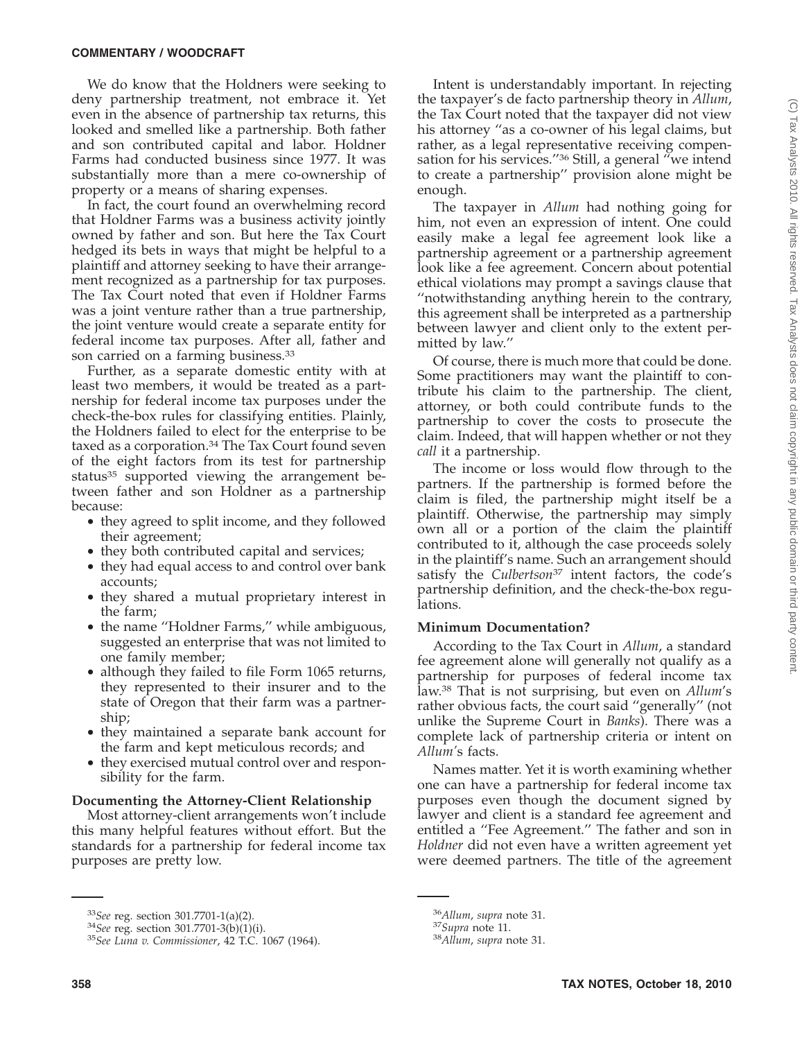We do know that the Holdners were seeking to deny partnership treatment, not embrace it. Yet even in the absence of partnership tax returns, this looked and smelled like a partnership. Both father and son contributed capital and labor. Holdner Farms had conducted business since 1977. It was substantially more than a mere co-ownership of property or a means of sharing expenses.

In fact, the court found an overwhelming record that Holdner Farms was a business activity jointly owned by father and son. But here the Tax Court hedged its bets in ways that might be helpful to a plaintiff and attorney seeking to have their arrangement recognized as a partnership for tax purposes. The Tax Court noted that even if Holdner Farms was a joint venture rather than a true partnership, the joint venture would create a separate entity for federal income tax purposes. After all, father and son carried on a farming business.[33]

Further, as a separate domestic entity with at least two members, it would be treated as a partnership for federal income tax purposes under the check-the-box rules for classifying entities. Plainly, the Holdners failed to elect for the enterprise to be taxed as a corporation.[34] The Tax Court found seven of the eight factors from its test for partnership status[35] supported viewing the arrangement between father and son Holdner as a partnership because:

- they agreed to split income, and they followed their agreement;
- they both contributed capital and services;
- they had equal access to and control over bank accounts;
- they shared a mutual proprietary interest in the farm;
- the name ''Holdner Farms,'' while ambiguous, suggested an enterprise that was not limited to one family member;
- although they failed to file Form 1065 returns, they represented to their insurer and to the state of Oregon that their farm was a partnership;
- they maintained a separate bank account for the farm and kept meticulous records; and
- they exercised mutual control over and responsibility for the farm.

### Documenting the Attorney-Client Relationship

Most attorney-client arrangements won't include this many helpful features without effort. But the standards for a partnership for federal income tax purposes are pretty low.

Intent is understandably important. In rejecting the taxpayer's de facto partnership theory in *Allum*, the Tax Court noted that the taxpayer did not view his attorney ''as a co-owner of his legal claims, but rather, as a legal representative receiving compensation for his services.''[36] Still, a general ''we intend to create a partnership'' provision alone might be enough.

The taxpayer in *Allum* had nothing going for him, not even an expression of intent. One could easily make a legal fee agreement look like a partnership agreement or a partnership agreement look like a fee agreement. Concern about potential ethical violations may prompt a savings clause that ''notwithstanding anything herein to the contrary, this agreement shall be interpreted as a partnership between lawyer and client only to the extent permitted by law.''

Of course, there is much more that could be done. Some practitioners may want the plaintiff to contribute his claim to the partnership. The client, attorney, or both could contribute funds to the partnership to cover the costs to prosecute the claim. Indeed, that will happen whether or not they *call* it a partnership.

The income or loss would flow through to the partners. If the partnership is formed before the claim is filed, the partnership might itself be a plaintiff. Otherwise, the partnership may simply own all or a portion of the claim the plaintiff contributed to it, although the case proceeds solely in the plaintiff's name. Such an arrangement should satisfy the *Culbertson*[37] intent factors, the code's partnership definition, and the check-the-box regulations.

### Minimum Documentation?

According to the Tax Court in *Allum*, a standard fee agreement alone will generally not qualify as a partnership for purposes of federal income tax law.[38] That is not surprising, but even on *Allum*'s rather obvious facts, the court said ''generally'' (not unlike the Supreme Court in *Banks*). There was a complete lack of partnership criteria or intent on *Allum*'s facts.

Names matter. Yet it is worth examining whether one can have a partnership for federal income tax purposes even though the document signed by lawyer and client is a standard fee agreement and entitled a ''Fee Agreement.'' The father and son in *Holdner* did not even have a written agreement yet were deemed partners. The title of the agreement

---

[33] *See* reg. section 301.7701-1(a)(2).

[34] *See* reg. section 301.7701-3(b)(1)(i).

[35] *See Luna v. Commissioner*, 42 T.C. 1067 (1964).

[36] *Allum*, *supra* note 31.

[37] *Supra* note 11.

[38] *Allum*, *supra* note 31.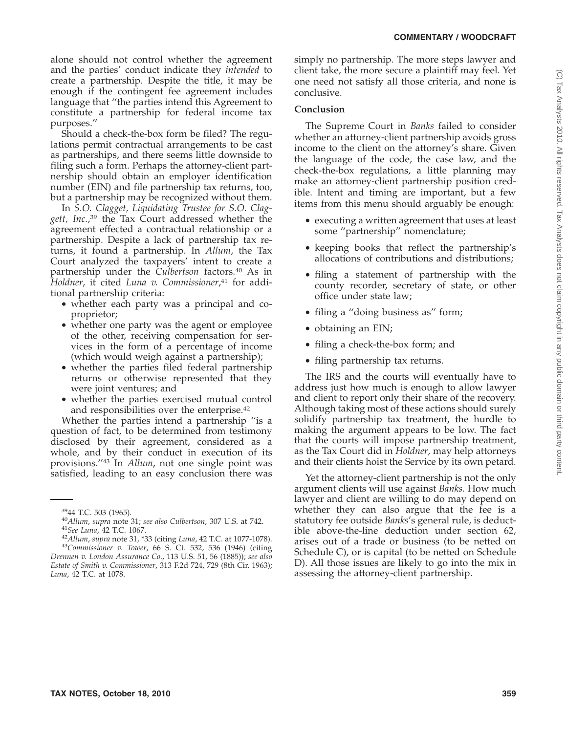alone should not control whether the agreement and the parties' conduct indicate they *intended* to create a partnership. Despite the title, it may be enough if the contingent fee agreement includes language that "the parties intend this Agreement to constitute a partnership for federal income tax purposes."

Should a check-the-box form be filed? The regulations permit contractual arrangements to be cast as partnerships, and there seems little downside to filing such a form. Perhaps the attorney-client partnership should obtain an employer identification number (EIN) and file partnership tax returns, too, but a partnership may be recognized without them.

In *S.O. Clagget, Liquidating Trustee for S.O. Claggett, Inc.*,[39] the Tax Court addressed whether the agreement effected a contractual relationship or a partnership. Despite a lack of partnership tax returns, it found a partnership. In *Allum*, the Tax Court analyzed the taxpayers' intent to create a partnership under the *Culbertson* factors.[40] As in *Holdner*, it cited *Luna v. Commissioner*,[41] for additional partnership criteria:

- whether each party was a principal and coproprietor;
- whether one party was the agent or employee of the other, receiving compensation for services in the form of a percentage of income (which would weigh against a partnership);
- whether the parties filed federal partnership returns or otherwise represented that they were joint ventures; and
- whether the parties exercised mutual control and responsibilities over the enterprise.[42]

Whether the parties intend a partnership "is a question of fact, to be determined from testimony disclosed by their agreement, considered as a whole, and by their conduct in execution of its provisions."[43] In *Allum*, not one single point was satisfied, leading to an easy conclusion there was simply no partnership. The more steps lawyer and client take, the more secure a plaintiff may feel. Yet one need not satisfy all those criteria, and none is conclusive.

**Conclusion**

The Supreme Court in *Banks* failed to consider whether an attorney-client partnership avoids gross income to the client on the attorney's share. Given the language of the code, the case law, and the check-the-box regulations, a little planning may make an attorney-client partnership position credible. Intent and timing are important, but a few items from this menu should arguably be enough:

- executing a written agreement that uses at least some "partnership" nomenclature;
- keeping books that reflect the partnership's allocations of contributions and distributions;
- filing a statement of partnership with the county recorder, secretary of state, or other office under state law;
- filing a "doing business as" form;
- obtaining an EIN;
- filing a check-the-box form; and
- filing partnership tax returns.

The IRS and the courts will eventually have to address just how much is enough to allow lawyer and client to report only their share of the recovery. Although taking most of these actions should surely solidify partnership tax treatment, the hurdle to making the argument appears to be low. The fact that the courts will impose partnership treatment, as the Tax Court did in *Holdner*, may help attorneys and their clients hoist the Service by its own petard.

Yet the attorney-client partnership is not the only argument clients will use against *Banks*. How much lawyer and client are willing to do may depend on whether they can also argue that the fee is a statutory fee outside *Banks*'s general rule, is deductible above-the-line deduction under section 62, arises out of a trade or business (to be netted on Schedule C), or is capital (to be netted on Schedule D). All those issues are likely to go into the mix in assessing the attorney-client partnership.

---

[39] 44 T.C. 503 (1965).

[40] *Allum*, *supra* note 31; *see also Culbertson*, 307 U.S. at 742.

[41] *See Luna*, 42 T.C. 1067.

[42] *Allum*, *supra* note 31, *33 (citing *Luna*, 42 T.C. at 1077-1078).

[43] *Commissioner v. Tower*, 66 S. Ct. 532, 536 (1946) (citing *Drennen v. London Assurance Co.*, 113 U.S. 51, 56 (1885)); *see also Estate of Smith v. Commissioner*, 313 F.2d 724, 729 (8th Cir. 1963); *Luna*, 42 T.C. at 1078.